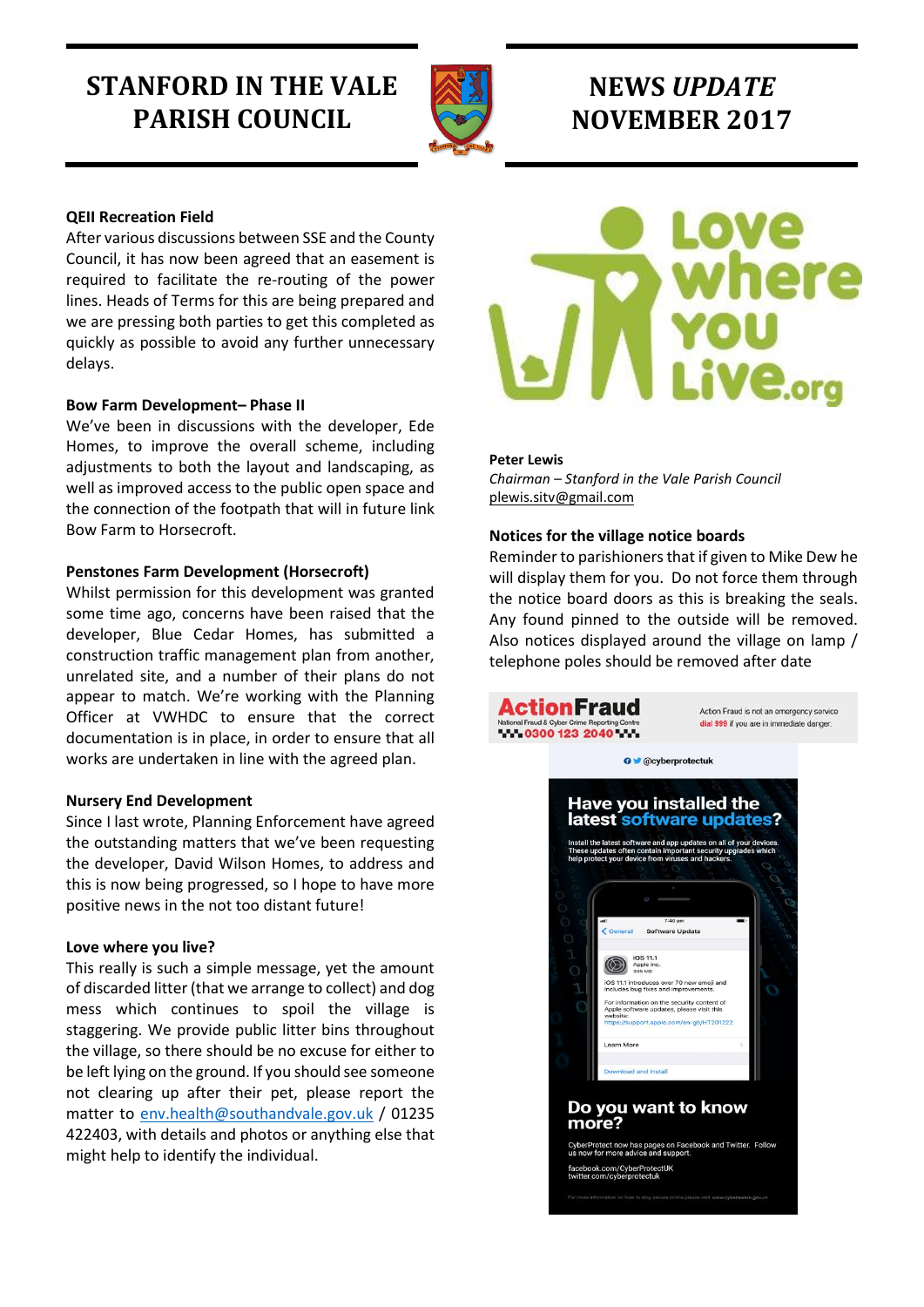# STANFORD IN THE VALE PARISH COUNCIL

# NEWS *UPDATE* NOVEMBER 2017

**QEII Recreation Field**

After various discussions between SSE and the County Council, it has now been agreed that an easement is required to facilitate the re-routing of the power lines. Heads of Terms for this are being prepared and we are pressing both parties to get this completed as quickly as possible to avoid any further unnecessary delays.

**Bow Farm Development– Phase II**

We've been in discussions with the developer, Ede Homes, to improve the overall scheme, including adjustments to both the layout and landscaping, as well as improved access to the public open space and the connection of the footpath that will in future link Bow Farm to Horsecroft.

**Penstones Farm Development (Horsecroft)**

Whilst permission for this development was granted some time ago, concerns have been raised that the developer, Blue Cedar Homes, has submitted a construction traffic management plan from another, unrelated site, and a number of their plans do not appear to match. We're working with the Planning Officer at VWHDC to ensure that the correct documentation is in place, in order to ensure that all works are undertaken in line with the agreed plan.

**Nursery End Development**

Since I last wrote, Planning Enforcement have agreed the outstanding matters that we've been requesting the developer, David Wilson Homes, to address and this is now being progressed, so I hope to have more positive news in the not too distant future!

**Love where you live?**

This really is such a simple message, yet the amount of discarded litter (that we arrange to collect) and dog mess which continues to spoil the village is staggering. We provide public litter bins throughout the village, so there should be no excuse for either to be left lying on the ground. If you should see someone not clearing up after their pet, please report the matter to env.health@southandvale.gov.uk / 01235 422403, with details and photos or anything else that might help to identify the individual.

Love where you Live.org

**Peter Lewis**

*Chairman – Stanford in the Vale Parish Council*

plewis.sitv@gmail.com

**Notices for the village notice boards**

Reminder to parishioners that if given to Mike Dew he will display them for you. Do not force them through the notice board doors as this is breaking the seals. Any found pinned to the outside will be removed. Also notices displayed around the village on lamp / telephone poles should be removed after date

ActionFraud
National Fraud & Cyber Crime Reporting Centre
0300 123 2040

Action Fraud is not an emergency service dial 999 if you are in immediate danger.

@cyberprotectuk

**Have you installed the latest software updates?**

Install the latest software and app updates on all of your devices. These updates often contain important security upgrades which help protect your device from viruses and hackers.

**Do you want to know more?**

CyberProtect now has pages on Facebook and Twitter. Follow us now for more advice and support.

facebook.com/CyberProtectUK
twitter.com/cyberprotectuk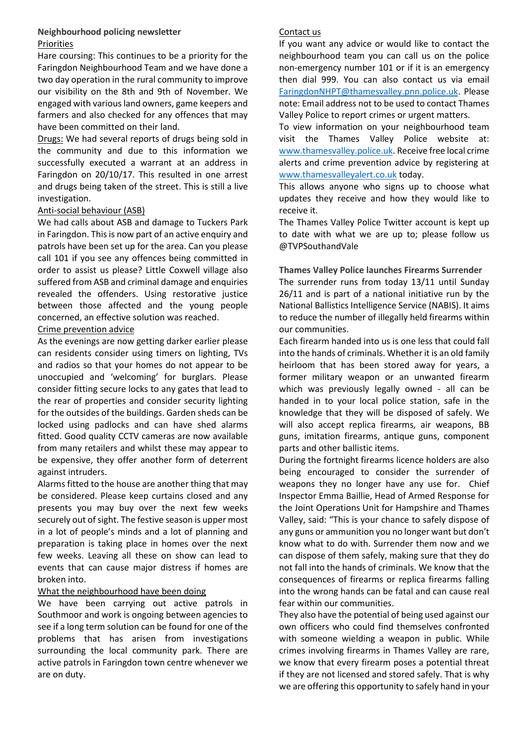**Neighbourhood policing newsletter**

Priorities

Hare coursing: This continues to be a priority for the Faringdon Neighbourhood Team and we have done a two day operation in the rural community to improve our visibility on the 8th and 9th of November. We engaged with various land owners, game keepers and farmers and also checked for any offences that may have been committed on their land.

Drugs: We had several reports of drugs being sold in the community and due to this information we successfully executed a warrant at an address in Faringdon on 20/10/17. This resulted in one arrest and drugs being taken of the street. This is still a live investigation.

Anti-social behaviour (ASB)

We had calls about ASB and damage to Tuckers Park in Faringdon. This is now part of an active enquiry and patrols have been set up for the area. Can you please call 101 if you see any offences being committed in order to assist us please? Little Coxwell village also suffered from ASB and criminal damage and enquiries revealed the offenders. Using restorative justice between those affected and the young people concerned, an effective solution was reached.

Crime prevention advice

As the evenings are now getting darker earlier please can residents consider using timers on lighting, TVs and radios so that your homes do not appear to be unoccupied and 'welcoming' for burglars. Please consider fitting secure locks to any gates that lead to the rear of properties and consider security lighting for the outsides of the buildings. Garden sheds can be locked using padlocks and can have shed alarms fitted. Good quality CCTV cameras are now available from many retailers and whilst these may appear to be expensive, they offer another form of deterrent against intruders.

Alarms fitted to the house are another thing that may be considered. Please keep curtains closed and any presents you may buy over the next few weeks securely out of sight. The festive season is upper most in a lot of people's minds and a lot of planning and preparation is taking place in homes over the next few weeks. Leaving all these on show can lead to events that can cause major distress if homes are broken into.

What the neighbourhood have been doing

We have been carrying out active patrols in Southmoor and work is ongoing between agencies to see if a long term solution can be found for one of the problems that has arisen from investigations surrounding the local community park. There are active patrols in Faringdon town centre whenever we are on duty.

Contact us

If you want any advice or would like to contact the neighbourhood team you can call us on the police non-emergency number 101 or if it is an emergency then dial 999. You can also contact us via email FaringdonNHPT@thamesvalley.pnn.police.uk. Please note: Email address not to be used to contact Thames Valley Police to report crimes or urgent matters.

To view information on your neighbourhood team visit the Thames Valley Police website at: www.thamesvalley.police.uk. Receive free local crime alerts and crime prevention advice by registering at www.thamesvalleyalert.co.uk today.

This allows anyone who signs up to choose what updates they receive and how they would like to receive it.

The Thames Valley Police Twitter account is kept up to date with what we are up to; please follow us @TVPSouthandVale

**Thames Valley Police launches Firearms Surrender**

The surrender runs from today 13/11 until Sunday 26/11 and is part of a national initiative run by the National Ballistics Intelligence Service (NABIS). It aims to reduce the number of illegally held firearms within our communities.

Each firearm handed into us is one less that could fall into the hands of criminals. Whether it is an old family heirloom that has been stored away for years, a former military weapon or an unwanted firearm which was previously legally owned - all can be handed in to your local police station, safe in the knowledge that they will be disposed of safely. We will also accept replica firearms, air weapons, BB guns, imitation firearms, antique guns, component parts and other ballistic items.

During the fortnight firearms licence holders are also being encouraged to consider the surrender of weapons they no longer have any use for. Chief Inspector Emma Baillie, Head of Armed Response for the Joint Operations Unit for Hampshire and Thames Valley, said: "This is your chance to safely dispose of any guns or ammunition you no longer want but don't know what to do with. Surrender them now and we can dispose of them safely, making sure that they do not fall into the hands of criminals. We know that the consequences of firearms or replica firearms falling into the wrong hands can be fatal and can cause real fear within our communities.

They also have the potential of being used against our own officers who could find themselves confronted with someone wielding a weapon in public. While crimes involving firearms in Thames Valley are rare, we know that every firearm poses a potential threat if they are not licensed and stored safely. That is why we are offering this opportunity to safely hand in your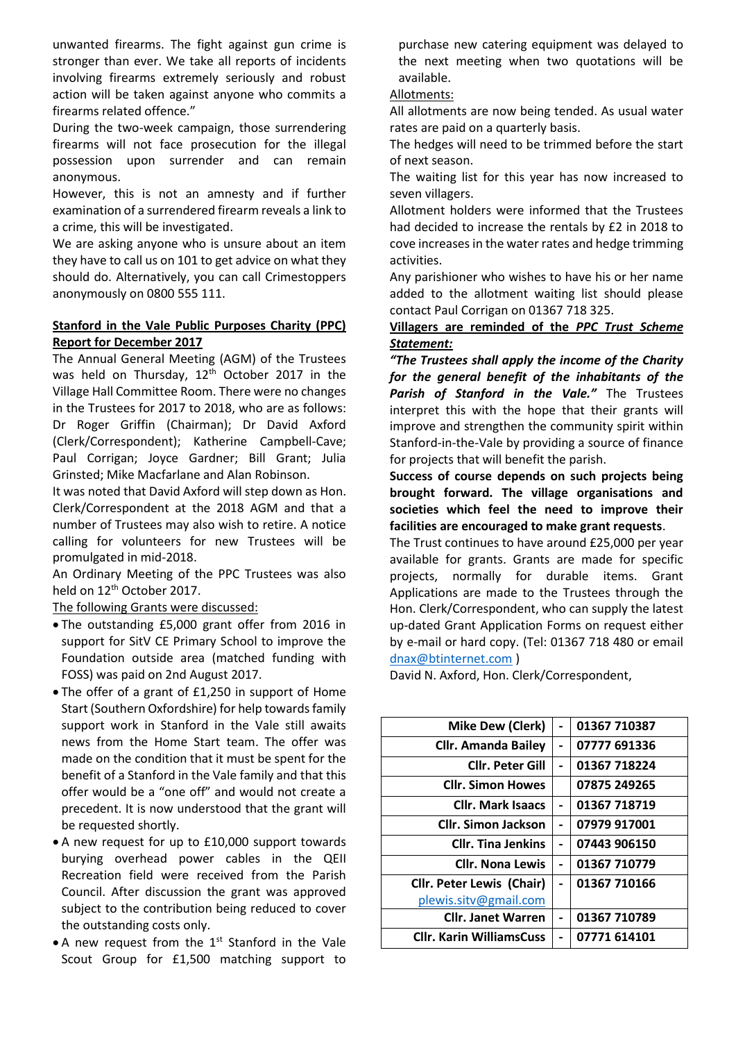unwanted firearms. The fight against gun crime is stronger than ever. We take all reports of incidents involving firearms extremely seriously and robust action will be taken against anyone who commits a firearms related offence."

During the two-week campaign, those surrendering firearms will not face prosecution for the illegal possession upon surrender and can remain anonymous.

However, this is not an amnesty and if further examination of a surrendered firearm reveals a link to a crime, this will be investigated.

We are asking anyone who is unsure about an item they have to call us on 101 to get advice on what they should do. Alternatively, you can call Crimestoppers anonymously on 0800 555 111.

## Stanford in the Vale Public Purposes Charity (PPC) Report for December 2017

The Annual General Meeting (AGM) of the Trustees was held on Thursday, 12th October 2017 in the Village Hall Committee Room. There were no changes in the Trustees for 2017 to 2018, who are as follows: Dr Roger Griffin (Chairman); Dr David Axford (Clerk/Correspondent); Katherine Campbell-Cave; Paul Corrigan; Joyce Gardner; Bill Grant; Julia Grinsted; Mike Macfarlane and Alan Robinson.

It was noted that David Axford will step down as Hon. Clerk/Correspondent at the 2018 AGM and that a number of Trustees may also wish to retire. A notice calling for volunteers for new Trustees will be promulgated in mid-2018.

An Ordinary Meeting of the PPC Trustees was also held on 12th October 2017.

The following Grants were discussed:

- The outstanding £5,000 grant offer from 2016 in support for SitV CE Primary School to improve the Foundation outside area (matched funding with FOSS) was paid on 2nd August 2017.
- The offer of a grant of £1,250 in support of Home Start (Southern Oxfordshire) for help towards family support work in Stanford in the Vale still awaits news from the Home Start team. The offer was made on the condition that it must be spent for the benefit of a Stanford in the Vale family and that this offer would be a "one off" and would not create a precedent. It is now understood that the grant will be requested shortly.
- A new request for up to £10,000 support towards burying overhead power cables in the QEII Recreation field were received from the Parish Council. After discussion the grant was approved subject to the contribution being reduced to cover the outstanding costs only.
- A new request from the 1st Stanford in the Vale Scout Group for £1,500 matching support to purchase new catering equipment was delayed to the next meeting when two quotations will be available.

Allotments:

All allotments are now being tended. As usual water rates are paid on a quarterly basis.

The hedges will need to be trimmed before the start of next season.

The waiting list for this year has now increased to seven villagers.

Allotment holders were informed that the Trustees had decided to increase the rentals by £2 in 2018 to cove increases in the water rates and hedge trimming activities.

Any parishioner who wishes to have his or her name added to the allotment waiting list should please contact Paul Corrigan on 01367 718 325.

**Villagers are reminded of the *PPC Trust Scheme Statement:***

***"The Trustees shall apply the income of the Charity for the general benefit of the inhabitants of the Parish of Stanford in the Vale."*** The Trustees interpret this with the hope that their grants will improve and strengthen the community spirit within Stanford-in-the-Vale by providing a source of finance for projects that will benefit the parish.

**Success of course depends on such projects being brought forward. The village organisations and societies which feel the need to improve their facilities are encouraged to make grant requests**.

The Trust continues to have around £25,000 per year available for grants. Grants are made for specific projects, normally for durable items. Grant Applications are made to the Trustees through the Hon. Clerk/Correspondent, who can supply the latest up-dated Grant Application Forms on request either by e-mail or hard copy. (Tel: 01367 718 480 or email dnax@btinternet.com )

David N. Axford, Hon. Clerk/Correspondent,

| | | |
|---|---|---|
| **Mike Dew (Clerk)** | - | **01367 710387** |
| **Cllr. Amanda Bailey** | - | **07777 691336** |
| **Cllr. Peter Gill** | - | **01367 718224** |
| **Cllr. Simon Howes** | | **07875 249265** |
| **Cllr. Mark Isaacs** | - | **01367 718719** |
| **Cllr. Simon Jackson** | - | **07979 917001** |
| **Cllr. Tina Jenkins** | - | **07443 906150** |
| **Cllr. Nona Lewis** | - | **01367 710779** |
| **Cllr. Peter Lewis (Chair)** plewis.sitv@gmail.com | - | **01367 710166** |
| **Cllr. Janet Warren** | - | **01367 710789** |
| **Cllr. Karin WilliamsCuss** | - | **07771 614101** |